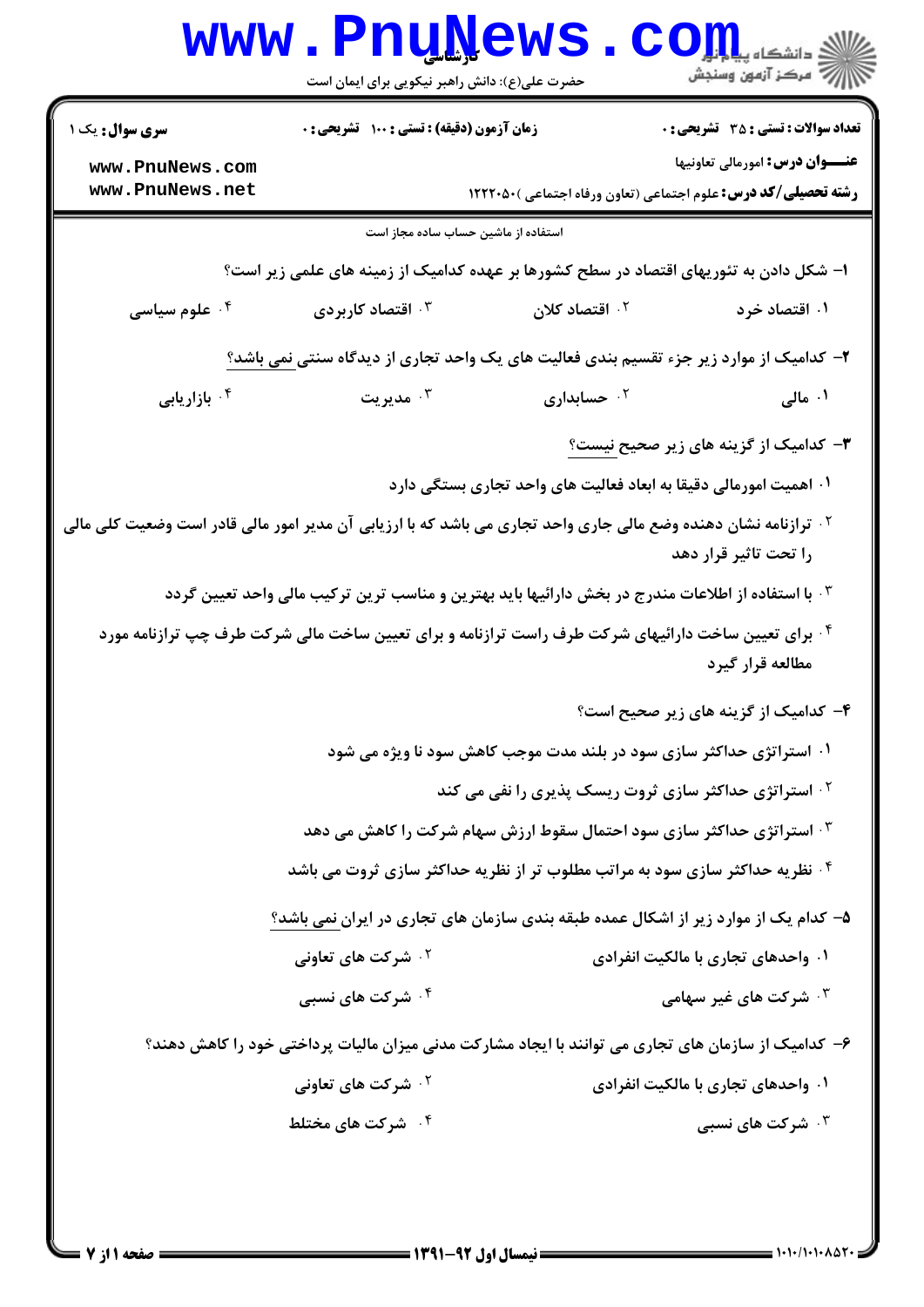**سری سوال:** یک ۱

**زمان آزمون (دقیقه) : تستی : ۱۰۰ تشریحی : ۰**

**تعداد سوالات : تستی : ۳۵ تشریحی : ۰**

**عنـــوان درس:** امورمالی تعاونیها

**رشته تحصیلی/کد درس:** علوم اجتماعی (تعاون ورفاه اجتماعی )۱۲۲۲۰۵۰

استفاده از ماشین حساب ساده مجاز است

۱- شکل دادن به تئوریهای اقتصاد در سطح کشورها بر عهده کدامیک از زمینه های علمی زیر است؟

۱. اقتصاد خرد
۲. اقتصاد کلان
۳. اقتصاد کاربردی
۴. علوم سیاسی

۲- کدامیک از موارد زیر جزء تقسیم بندی فعالیت های یک واحد تجاری از دیدگاه سنتی نمی باشد؟

۱. مالی
۲. حسابداری
۳. مدیریت
۴. بازاریابی

۳- کدامیک از گزینه های زیر صحیح نیست؟

۱. اهمیت امورمالی دقیقا به ابعاد فعالیت های واحد تجاری بستگی دارد
۲. ترازنامه نشان دهنده وضع مالی جاری واحد تجاری می باشد که با ارزیابی آن مدیر امور مالی قادر است وضعیت کلی مالی را تحت تاثیر قرار دهد
۳. با استفاده از اطلاعات مندرج در بخش دارائیها باید بهترین و مناسب ترین ترکیب مالی واحد تعیین گردد
۴. برای تعیین ساخت دارائیهای شرکت طرف راست ترازنامه و برای تعیین ساخت مالی شرکت طرف چپ ترازنامه مورد مطالعه قرار گیرد

۴- کدامیک از گزینه های زیر صحیح است؟

۱. استراتژی حداکثر سازی سود در بلند مدت موجب کاهش سود نا ویژه می شود
۲. استراتژی حداکثر سازی ثروت ریسک پذیری را نفی می کند
۳. استراتژی حداکثر سازی سود احتمال سقوط ارزش سهام شرکت را کاهش می دهد
۴. نظریه حداکثر سازی سود به مراتب مطلوب تر از نظریه حداکثر سازی ثروت می باشد

۵- کدام یک از موارد زیر از اشکال عمده طبقه بندی سازمان های تجاری در ایران نمی باشد؟

۱. واحدهای تجاری با مالکیت انفرادی
۲. شرکت های تعاونی
۳. شرکت های غیر سهامی
۴. شرکت های نسبی

۶- کدامیک از سازمان های تجاری می توانند با ایجاد مشارکت مدنی میزان مالیات پرداختی خود را کاهش دهند؟

۱. واحدهای تجاری با مالکیت انفرادی
۲. شرکت های تعاونی
۳. شرکت های نسبی
۴. شرکت های مختلط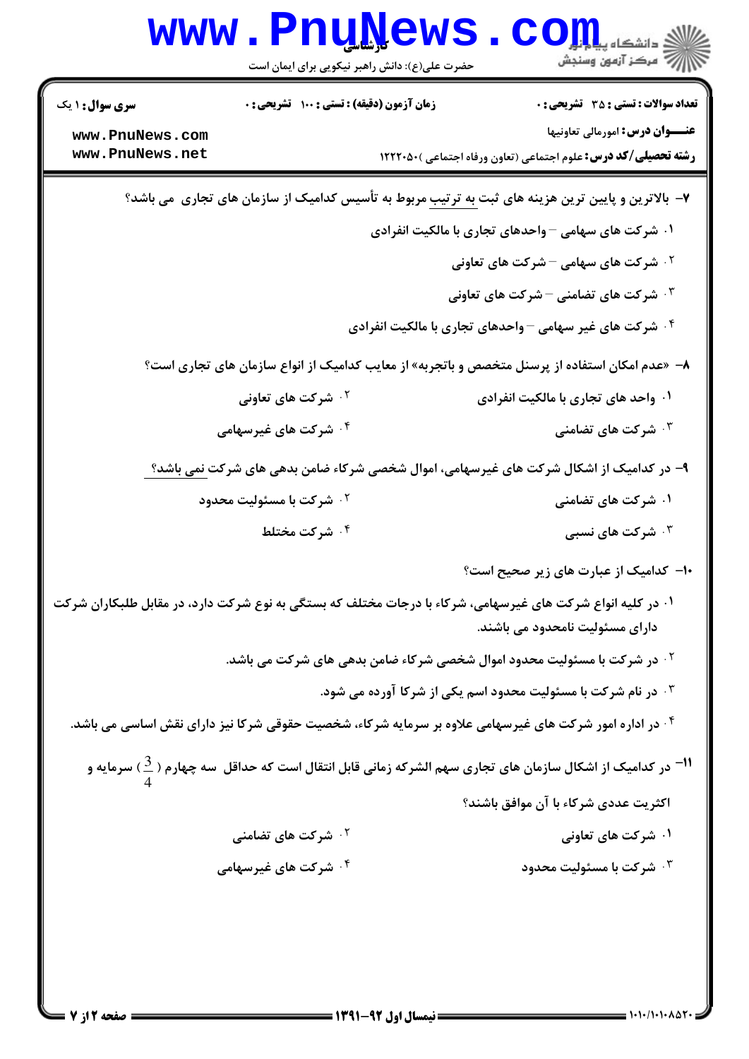**سری سوال:** ۱ یک

**زمان آزمون (دقیقه) : تستی :** ۱۰۰ **تشریحی :** ۰

**تعداد سوالات : تستی :** ۳۵ **تشریحی :** ۰

**عنـــوان درس:** امورمالی تعاونیها

**رشته تحصیلی/کد درس:** علوم اجتماعی (تعاون ورفاه اجتماعی )۱۲۲۲۰۵۰

۷- بالاترین و پایین ترین هزینه های ثبت به ترتیب مربوط به تأسیس کدامیک از سازمان های تجاری می باشد؟

۱. شرکت های سهامی – واحدهای تجاری با مالکیت انفرادی

۲. شرکت های سهامی – شرکت های تعاونی

۳. شرکت های تضامنی – شرکت های تعاونی

۴. شرکت های غیر سهامی – واحدهای تجاری با مالکیت انفرادی

۸- «عدم امکان استفاده از پرسنل متخصص و باتجربه» از معایب کدامیک از انواع سازمان های تجاری است؟

۱. واحد های تجاری با مالکیت انفرادی

۲. شرکت های تعاونی

۳. شرکت های تضامنی

۴. شرکت های غیرسهامی

۹- در کدامیک از اشکال شرکت های غیرسهامی، اموال شخصی شرکاء ضامن بدهی های شرکت نمی باشد؟

۱. شرکت های تضامنی

۲. شرکت با مسئولیت محدود

۳. شرکت های نسبی

۴. شرکت مختلط

۱۰- کدامیک از عبارت های زیر صحیح است؟

۱. در کلیه انواع شرکت های غیرسهامی، شرکاء با درجات مختلف که بستگی به نوع شرکت دارد، در مقابل طلبکاران شرکت دارای مسئولیت نامحدود می باشند.

۲. در شرکت با مسئولیت محدود اموال شخصی شرکاء ضامن بدهی های شرکت می باشد.

۳. در نام شرکت با مسئولیت محدود اسم یکی از شرکا آورده می شود.

۴. در اداره امور شرکت های غیرسهامی علاوه بر سرمایه شرکاء، شخصیت حقوقی شرکا نیز دارای نقش اساسی می باشد.

۱۱- در کدامیک از اشکال سازمان های تجاری سهم الشرکه زمانی قابل انتقال است که حداقل سه چهارم ($\frac{3}{4}$) سرمایه و اکثریت عددی شرکاء با آن موافق باشند؟

۱. شرکت های تعاونی

۲. شرکت های تضامنی

۳. شرکت با مسئولیت محدود

۴. شرکت های غیرسهامی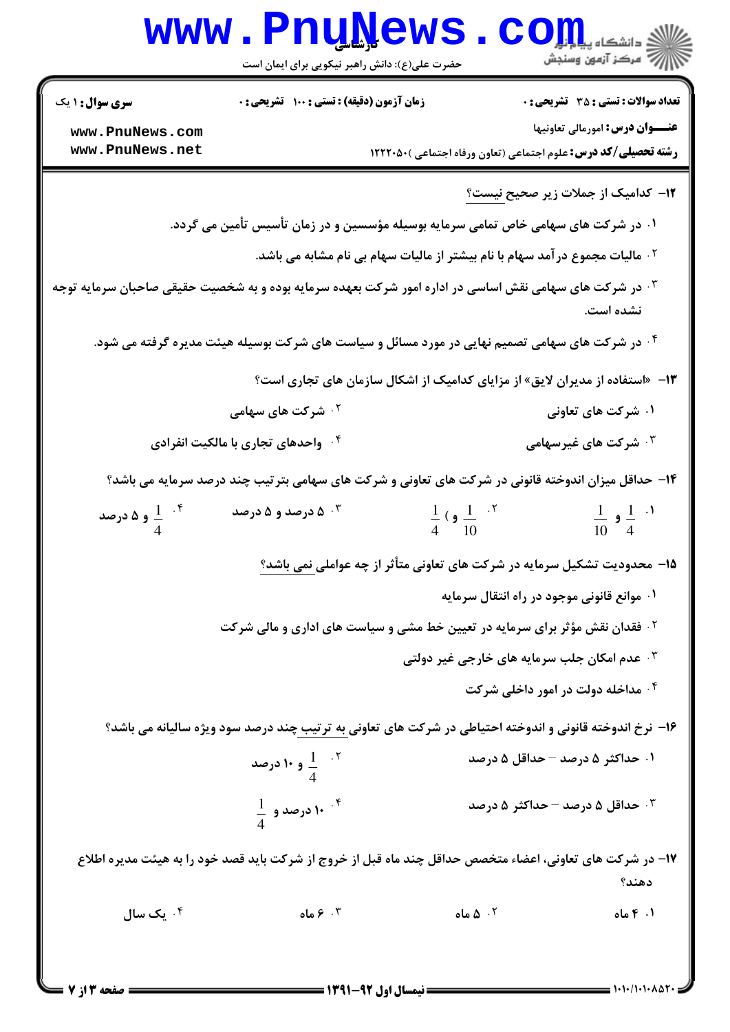**سری سوال:** ۱ یک | **زمان آزمون (دقیقه) : تستی :** ۱۰۰ **تشریحی :** ۰ | **تعداد سوالات : تستی :** ۳۵ **تشریحی :** ۰

**عنوان درس:** امورمالی تعاونیها

**رشته تحصیلی/کد درس:** علوم اجتماعی (تعاون ورفاه اجتماعی )۱۲۲۲۰۵۰

---

**۱۲- کدامیک از جملات زیر صحیح نیست؟**

۱. در شرکت های سهامی خاص تمامی سرمایه بوسیله مؤسسین و در زمان تأسیس تأمین می گردد.

۲. مالیات مجموع درآمد سهام با نام بیشتر از مالیات سهام بی نام مشابه می باشد.

۳. در شرکت های سهامی نقش اساسی در اداره امور شرکت بعهده سرمایه بوده و به شخصیت حقیقی صاحبان سرمایه توجه نشده است.

۴. در شرکت های سهامی تصمیم نهایی در مورد مسائل و سیاست های شرکت بوسیله هیئت مدیره گرفته می شود.

**۱۳- «استفاده از مدیران لایق» از مزایای کدامیک از اشکال سازمان های تجاری است؟**

۱. شرکت های تعاونی

۲. شرکت های سهامی

۳. شرکت های غیرسهامی

۴. واحدهای تجاری با مالکیت انفرادی

**۱۴- حداقل میزان اندوخته قانونی در شرکت های تعاونی و شرکت های سهامی بترتیب چند درصد سرمایه می باشد؟**

۱. $\frac{1}{4}$ و $\frac{1}{10}$

۲. $\frac{1}{10}$ و $\frac{1}{4}$

۳. ۵ درصد و ۵ درصد

۴. $\frac{1}{4}$ و ۵ درصد

**۱۵- محدودیت تشکیل سرمایه در شرکت های تعاونی متأثر از چه عواملی نمی باشد؟**

۱. موانع قانونی موجود در راه انتقال سرمایه

۲. فقدان نقش مؤثر برای سرمایه در تعیین خط مشی و سیاست های اداری و مالی شرکت

۳. عدم امکان جلب سرمایه های خارجی غیر دولتی

۴. مداخله دولت در امور داخلی شرکت

**۱۶- نرخ اندوخته قانونی و اندوخته احتیاطی در شرکت های تعاونی به ترتیب چند درصد سود ویژه سالیانه می باشد؟**

۱. حداکثر ۵ درصد – حداقل ۵ درصد

۲. $\frac{1}{4}$ و ۱۰ درصد

۳. حداقل ۵ درصد – حداکثر ۵ درصد

۴. ۱۰ درصد و $\frac{1}{4}$

**۱۷- در شرکت های تعاونی، اعضاء متخصص حداقل چند ماه قبل از خروج از شرکت باید قصد خود را به هیئت مدیره اطلاع دهند؟**

۱. ۴ ماه

۲. ۵ ماه

۳. ۶ ماه

۴. یک سال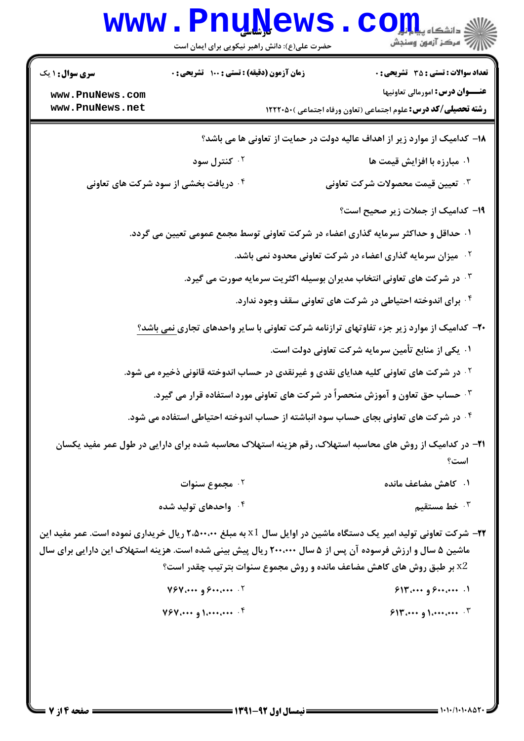۱۸- کدامیک از موارد زیر از اهداف عالیه دولت در حمایت از تعاونی ها می باشد؟

۱. مبارزه با افزایش قیمت ها

۲. کنترل سود

۳. تعیین قیمت محصولات شرکت تعاونی

۴. دریافت بخشی از سود شرکت های تعاونی

۱۹- کدامیک از جملات زیر صحیح است؟

۱. حداقل و حداکثر سرمایه گذاری اعضاء در شرکت تعاونی توسط مجمع عمومی تعیین می گردد.

۲. میزان سرمایه گذاری اعضاء در شرکت تعاونی محدود نمی باشد.

۳. در شرکت های تعاونی انتخاب مدیران بوسیله اکثریت سرمایه صورت می گیرد.

۴. برای اندوخته احتیاطی در شرکت های تعاونی سقف وجود ندارد.

۲۰- کدامیک از موارد زیر جزء تفاوتهای ترازنامه شرکت تعاونی با سایر واحدهای تجاری نمی باشد؟

۱. یکی از منابع تأمین سرمایه شرکت تعاونی دولت است.

۲. در شرکت های تعاونی کلیه هدایای نقدی و غیرنقدی در حساب اندوخته قانونی ذخیره می شود.

۳. حساب حق تعاون و آموزش منحصراً در شرکت های تعاونی مورد استفاده قرار می گیرد.

۴. در شرکت های تعاونی بجای حساب سود انباشته از حساب اندوخته احتیاطی استفاده می شود.

۲۱- در کدامیک از روش های محاسبه استهلاک، رقم هزینه استهلاک محاسبه شده برای دارایی در طول عمر مفید یکسان است؟

۱. کاهش مضاعف مانده

۲. مجموع سنوات

۳. خط مستقیم

۴. واحدهای تولید شده

۲۲- شرکت تعاونی تولید امیر یک دستگاه ماشین در اوایل سال $x1$ به مبلغ ۲،۵۰۰،۰۰۰ ریال خریداری نموده است. عمر مفید این ماشین ۵ سال و ارزش فرسوده آن پس از ۵ سال ۲۰۰،۰۰۰ ریال پیش بینی شده است. هزینه استهلاک این دارایی برای سال $x2$ بر طبق روش های کاهش مضاعف مانده و روش مجموع سنوات بترتیب چقدر است؟

۱. ۶۰۰،۰۰۰ و ۶۱۳،۰۰۰

۲. ۶۰۰،۰۰۰ و ۷۶۷،۰۰۰

۳. ۱،۰۰۰،۰۰۰ و ۶۱۳،۰۰۰

۴. ۱،۰۰۰،۰۰۰ و ۷۶۷،۰۰۰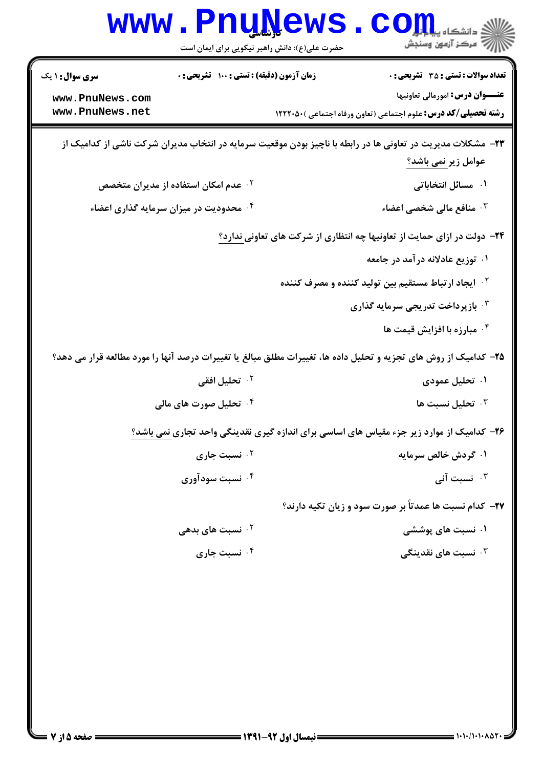**سری سوال:** ۱ یک

**زمان آزمون (دقیقه) : تستی : ۱۰۰ تشریحی : ۰**

**تعداد سوالات : تستی : ۳۵ تشریحی : ۰**

**عنـــوان درس:** امورمالی تعاونیها

**رشته تحصیلی/کد درس:** علوم اجتماعی (تعاون ورفاه اجتماعی )۱۲۲۲۰۵۰

۲۳- مشکلات مدیریت در تعاونی ها در رابطه با ناچیز بودن موقعیت سرمایه در انتخاب مدیران شرکت ناشی از کدامیک از عوامل زیر نمی باشد؟

۱. مسائل انتخاباتی

۲. عدم امکان استفاده از مدیران متخصص

۳. منافع مالی شخصی اعضاء

۴. محدودیت در میزان سرمایه گذاری اعضاء

۲۴- دولت در ازای حمایت از تعاونیها چه انتظاری از شرکت های تعاونی ندارد؟

۱. توزیع عادلانه درآمد در جامعه

۲. ایجاد ارتباط مستقیم بین تولید کننده و مصرف کننده

۳. بازپرداخت تدریجی سرمایه گذاری

۴. مبارزه با افزایش قیمت ها

۲۵- کدامیک از روش های تجزیه و تحلیل داده ها، تغییرات مطلق مبالغ یا تغییرات درصد آنها را مورد مطالعه قرار می دهد؟

۱. تحلیل عمودی

۲. تحلیل افقی

۳. تحلیل نسبت ها

۴. تحلیل صورت های مالی

۲۶- کدامیک از موارد زیر جزء مقیاس های اساسی برای اندازه گیری نقدینگی واحد تجاری نمی باشد؟

۱. گردش خالص سرمایه

۲. نسبت جاری

۳. نسبت آنی

۴. نسبت سودآوری

۲۷- کدام نسبت ها عمدتاً بر صورت سود و زیان تکیه دارند؟

۱. نسبت های پوششی

۲. نسبت های بدهی

۳. نسبت های نقدینگی

۴. نسبت جاری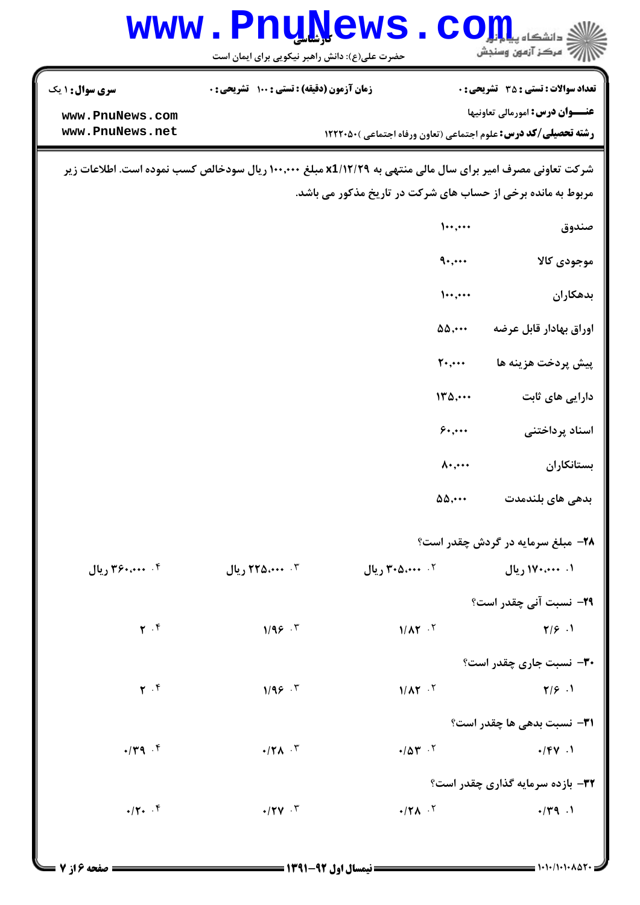شرکت تعاونی مصرف امیر برای سال مالی منتهی به x1/12/29 مبلغ ۱۰۰,۰۰۰ ریال سودخالص کسب نموده است. اطلاعات زیر مربوط به مانده برخی از حساب های شرکت در تاریخ مذکور می باشد.

| | |
|---|---|
| صندوق | ۱۰۰,۰۰۰ |
| موجودی کالا | ۹۰,۰۰۰ |
| بدهکاران | ۱۰۰,۰۰۰ |
| اوراق بهادار قابل عرضه | ۵۵,۰۰۰ |
| پیش پرداخت هزینه ها | ۲۰,۰۰۰ |
| دارایی های ثابت | ۱۳۵,۰۰۰ |
| اسناد پرداختنی | ۶۰,۰۰۰ |
| بستانکاران | ۸۰,۰۰۰ |
| بدهی های بلندمدت | ۵۵,۰۰۰ |

**۲۸- مبلغ سرمایه در گردش چقدر است؟**

۱. ۱۷۰,۰۰۰ ریال
۲. ۳۰۵,۰۰۰ ریال
۳. ۲۲۵,۰۰۰ ریال
۴. ۳۶۰,۰۰۰ ریال

**۲۹- نسبت آنی چقدر است؟**

۱. ۲/۶
۲. ۱/۸۲
۳. ۱/۹۶
۴. ۲

**۳۰- نسبت جاری چقدر است؟**

۱. ۲/۶
۲. ۱/۸۲
۳. ۱/۹۶
۴. ۲

**۳۱- نسبت بدهی ها چقدر است؟**

۱. ۰/۴۷
۲. ۰/۵۳
۳. ۰/۲۸
۴. ۰/۳۹

**۳۲- بازده سرمایه گذاری چقدر است؟**

۱. ۰/۳۹
۲. ۰/۲۸
۳. ۰/۲۷
۴. ۰/۲۰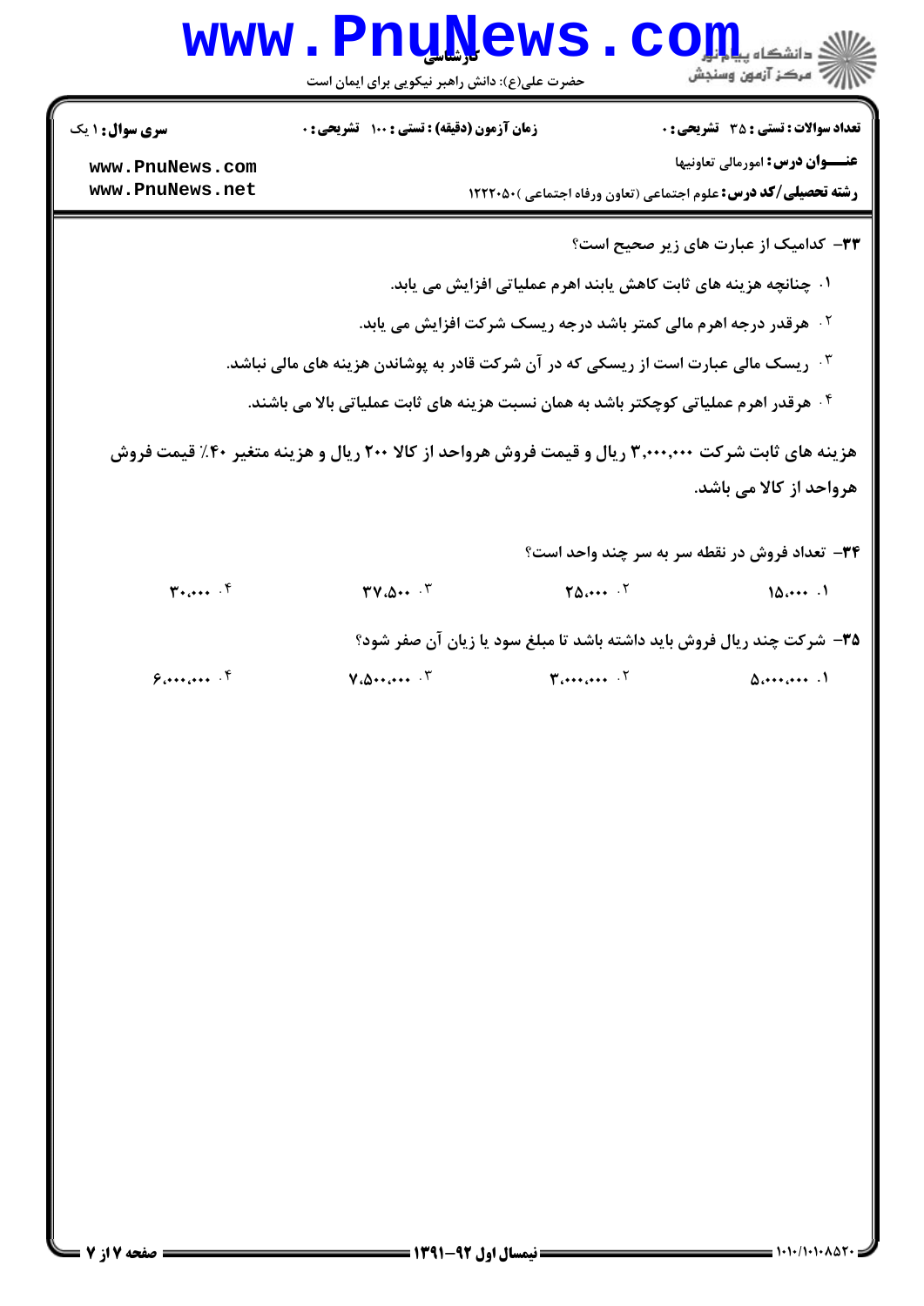۳۳- کدامیک از عبارت های زیر صحیح است؟

۱. چنانچه هزینه های ثابت کاهش یابند اهرم عملیاتی افزایش می یابد.

۲. هرقدر درجه اهرم مالی کمتر باشد درجه ریسک شرکت افزایش می یابد.

۳. ریسک مالی عبارت است از ریسکی که در آن شرکت قادر به پوشاندن هزینه های مالی نباشد.

۴. هرقدر اهرم عملیاتی کوچکتر باشد به همان نسبت هزینه های ثابت عملیاتی بالا می باشند.

هزینه های ثابت شرکت ۳،۰۰۰،۰۰۰ ریال و قیمت فروش هرواحد از کالا ۲۰۰ ریال و هزینه متغیر ۴۰٪ قیمت فروش هرواحد از کالا می باشد.

۳۴- تعداد فروش در نقطه سر به سر چند واحد است؟

۱. ۱۵،۰۰۰ 　　۲. ۲۵،۰۰۰ 　　۳. ۳۷،۵۰۰ 　　۴. ۳۰،۰۰۰

۳۵- شرکت چند ریال فروش باید داشته باشد تا مبلغ سود یا زیان آن صفر شود؟

۱. ۵،۰۰۰،۰۰۰ 　　۲. ۳،۰۰۰،۰۰۰ 　　۳. ۷،۵۰۰،۰۰۰ 　　۴. ۶،۰۰۰،۰۰۰